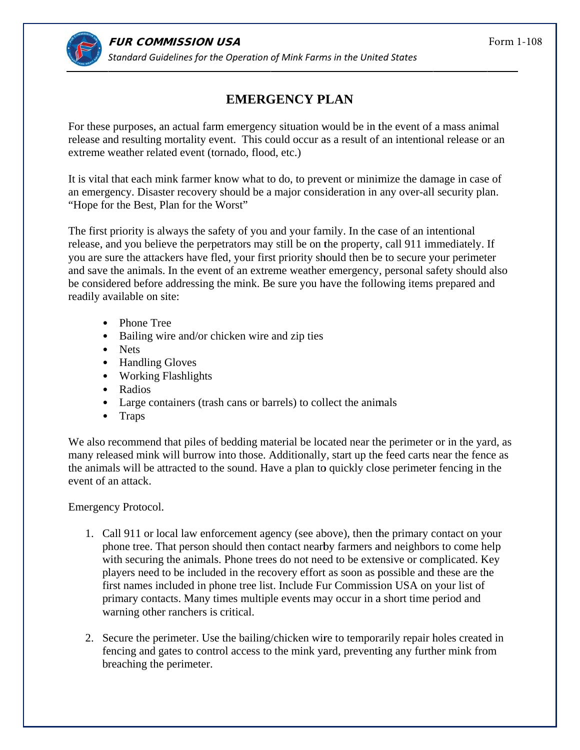**FUR COMMISSION USA**

*Standard Guidelines for the Operation of Mink Farms in the United States*

Form 1-108

# EMERGENCY PLAN

For these purposes, an actual farm emergency situation would be in the event of a mass animal release and resulting mortality event. This could occur as a result of an intentional release or an extreme weather related event (tornado, flood, etc.)

It is vital that each mink farmer know what to do, to prevent or minimize the damage in case of an emergency. Disaster recovery should be a major consideration in any over-all security plan. "Hope for the Best, Plan for the Worst"

The first priority is always the safety of you and your family. In the case of an intentional release, and you believe the perpetrators may still be on the property, call 911 immediately. If you are sure the attackers have fled, your first priority should then be to secure your perimeter and save the animals. In the event of an extreme weather emergency, personal safety should also be considered before addressing the mink. Be sure you have the following items prepared and readily available on site:

- Phone Tree
- Bailing wire and/or chicken wire and zip ties
- Nets
- Handling Gloves
- Working Flashlights
- Radios
- Large containers (trash cans or barrels) to collect the animals
- Traps

We also recommend that piles of bedding material be located near the perimeter or in the yard, as many released mink will burrow into those. Additionally, start up the feed carts near the fence as the animals will be attracted to the sound. Have a plan to quickly close perimeter fencing in the event of an attack.

Emergency Protocol.

1. Call 911 or local law enforcement agency (see above), then the primary contact on your phone tree. That person should then contact nearby farmers and neighbors to come help with securing the animals. Phone trees do not need to be extensive or complicated. Key players need to be included in the recovery effort as soon as possible and these are the first names included in phone tree list. Include Fur Commission USA on your list of primary contacts. Many times multiple events may occur in a short time period and warning other ranchers is critical.

2. Secure the perimeter. Use the bailing/chicken wire to temporarily repair holes created in fencing and gates to control access to the mink yard, preventing any further mink from breaching the perimeter.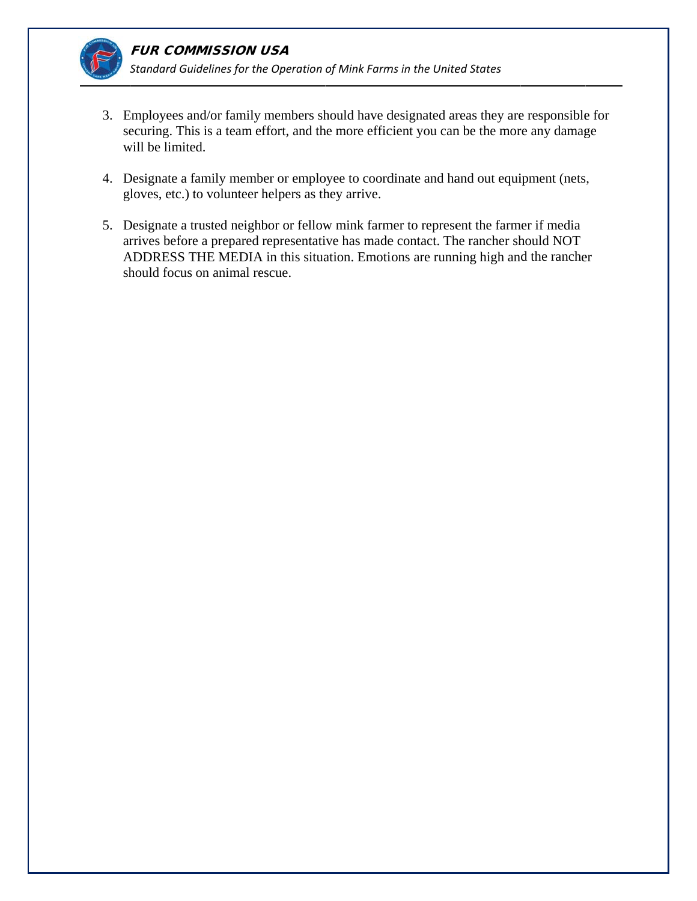3. Employees and/or family members should have designated areas they are responsible for securing. This is a team effort, and the more efficient you can be the more any damage will be limited.

4. Designate a family member or employee to coordinate and hand out equipment (nets, gloves, etc.) to volunteer helpers as they arrive.

5. Designate a trusted neighbor or fellow mink farmer to represent the farmer if media arrives before a prepared representative has made contact. The rancher should NOT ADDRESS THE MEDIA in this situation. Emotions are running high and the rancher should focus on animal rescue.